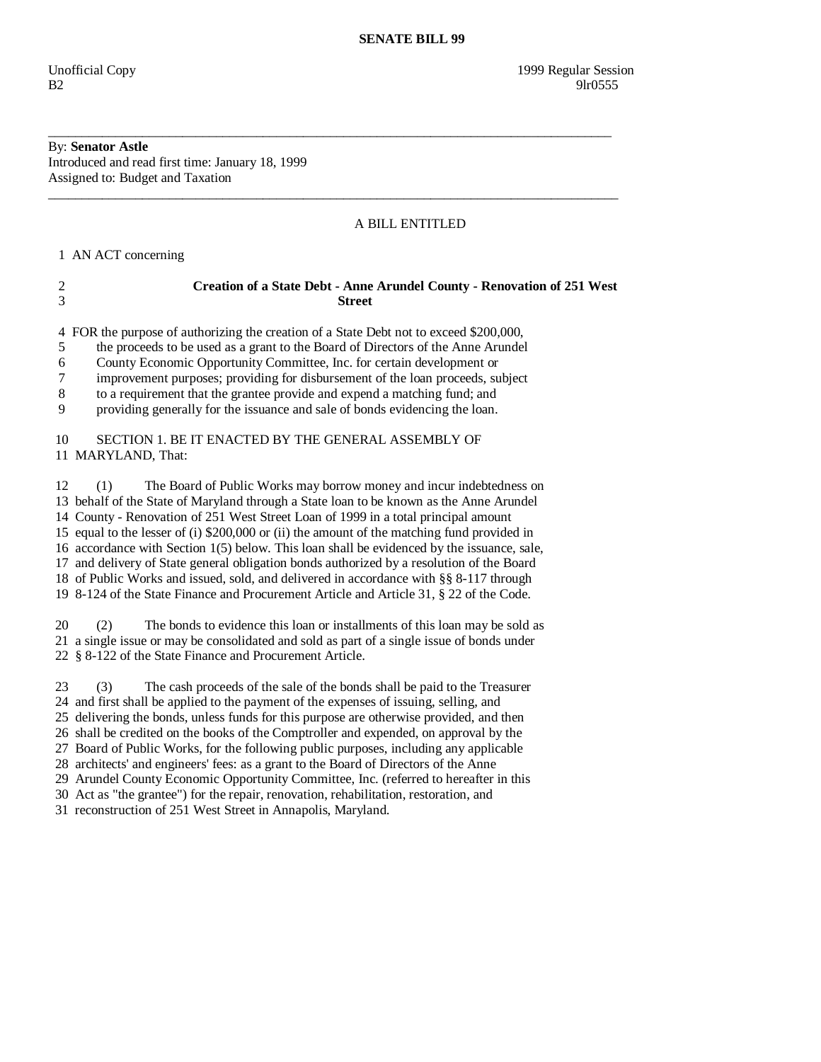# SENATE BILL 99

Unofficial Copy 1999 Regular Session
B2 9lr0555

---

By: **Senator Astle**
Introduced and read first time: January 18, 1999
Assigned to: Budget and Taxation

---

A BILL ENTITLED

1 AN ACT concerning

2 **Creation of a State Debt - Anne Arundel County - Renovation of 251 West**
3 **Street**

4 FOR the purpose of authorizing the creation of a State Debt not to exceed $200,000,
5 the proceeds to be used as a grant to the Board of Directors of the Anne Arundel
6 County Economic Opportunity Committee, Inc. for certain development or
7 improvement purposes; providing for disbursement of the loan proceeds, subject
8 to a requirement that the grantee provide and expend a matching fund; and
9 providing generally for the issuance and sale of bonds evidencing the loan.

10 SECTION 1. BE IT ENACTED BY THE GENERAL ASSEMBLY OF
11 MARYLAND, That:

12 (1) The Board of Public Works may borrow money and incur indebtedness on
13 behalf of the State of Maryland through a State loan to be known as the Anne Arundel
14 County - Renovation of 251 West Street Loan of 1999 in a total principal amount
15 equal to the lesser of (i) $200,000 or (ii) the amount of the matching fund provided in
16 accordance with Section 1(5) below. This loan shall be evidenced by the issuance, sale,
17 and delivery of State general obligation bonds authorized by a resolution of the Board
18 of Public Works and issued, sold, and delivered in accordance with §§ 8-117 through
19 8-124 of the State Finance and Procurement Article and Article 31, § 22 of the Code.

20 (2) The bonds to evidence this loan or installments of this loan may be sold as
21 a single issue or may be consolidated and sold as part of a single issue of bonds under
22 § 8-122 of the State Finance and Procurement Article.

23 (3) The cash proceeds of the sale of the bonds shall be paid to the Treasurer
24 and first shall be applied to the payment of the expenses of issuing, selling, and
25 delivering the bonds, unless funds for this purpose are otherwise provided, and then
26 shall be credited on the books of the Comptroller and expended, on approval by the
27 Board of Public Works, for the following public purposes, including any applicable
28 architects' and engineers' fees: as a grant to the Board of Directors of the Anne
29 Arundel County Economic Opportunity Committee, Inc. (referred to hereafter in this
30 Act as "the grantee") for the repair, renovation, rehabilitation, restoration, and
31 reconstruction of 251 West Street in Annapolis, Maryland.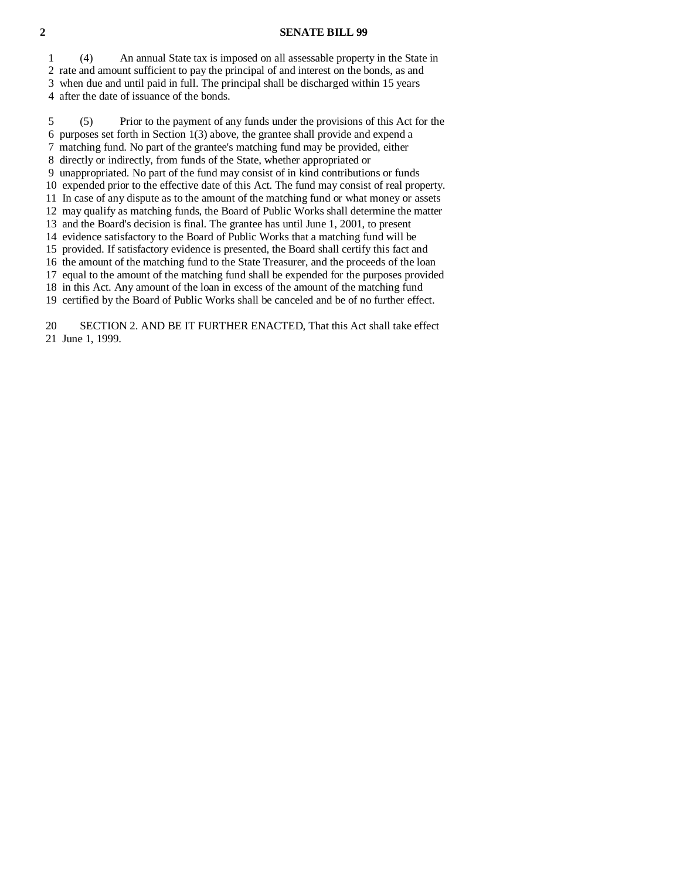(4) An annual State tax is imposed on all assessable property in the State in rate and amount sufficient to pay the principal of and interest on the bonds, as and when due and until paid in full. The principal shall be discharged within 15 years after the date of issuance of the bonds.

(5) Prior to the payment of any funds under the provisions of this Act for the purposes set forth in Section 1(3) above, the grantee shall provide and expend a matching fund. No part of the grantee's matching fund may be provided, either directly or indirectly, from funds of the State, whether appropriated or unappropriated. No part of the fund may consist of in kind contributions or funds expended prior to the effective date of this Act. The fund may consist of real property. In case of any dispute as to the amount of the matching fund or what money or assets may qualify as matching funds, the Board of Public Works shall determine the matter and the Board's decision is final. The grantee has until June 1, 2001, to present evidence satisfactory to the Board of Public Works that a matching fund will be provided. If satisfactory evidence is presented, the Board shall certify this fact and the amount of the matching fund to the State Treasurer, and the proceeds of the loan equal to the amount of the matching fund shall be expended for the purposes provided in this Act. Any amount of the loan in excess of the amount of the matching fund certified by the Board of Public Works shall be canceled and be of no further effect.

SECTION 2. AND BE IT FURTHER ENACTED, That this Act shall take effect June 1, 1999.